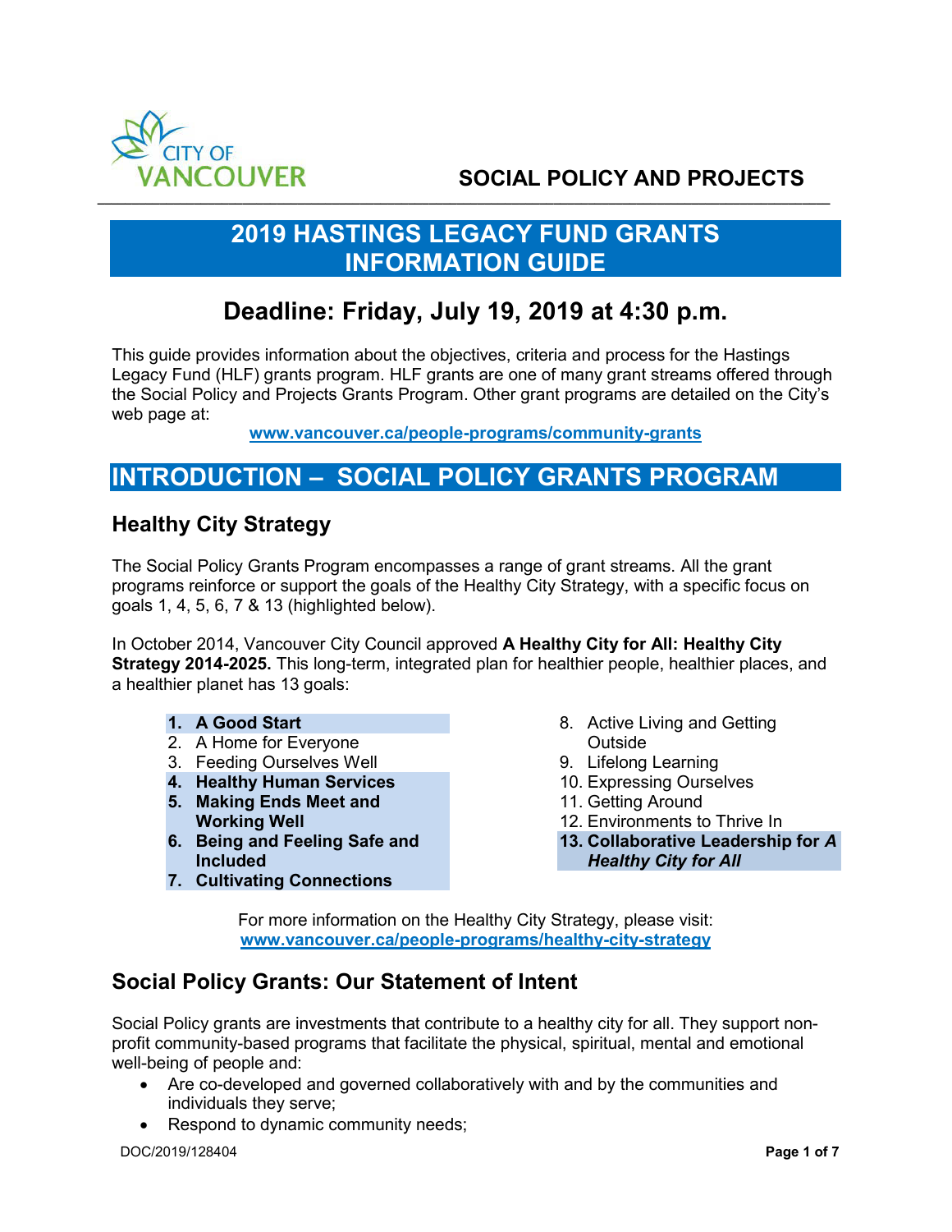CITY OF VANCOUVER

**SOCIAL POLICY AND PROJECTS**

# 2019 HASTINGS LEGACY FUND GRANTS INFORMATION GUIDE

## Deadline: Friday, July 19, 2019 at 4:30 p.m.

This guide provides information about the objectives, criteria and process for the Hastings Legacy Fund (HLF) grants program. HLF grants are one of many grant streams offered through the Social Policy and Projects Grants Program. Other grant programs are detailed on the City's web page at:

**www.vancouver.ca/people-programs/community-grants**

# INTRODUCTION – SOCIAL POLICY GRANTS PROGRAM

## Healthy City Strategy

The Social Policy Grants Program encompasses a range of grant streams. All the grant programs reinforce or support the goals of the Healthy City Strategy, with a specific focus on goals 1, 4, 5, 6, 7 & 13 (highlighted below).

In October 2014, Vancouver City Council approved **A Healthy City for All: Healthy City Strategy 2014-2025.** This long-term, integrated plan for healthier people, healthier places, and a healthier planet has 13 goals:

1. **A Good Start**
2. A Home for Everyone
3. Feeding Ourselves Well
4. **Healthy Human Services**
5. **Making Ends Meet and Working Well**
6. **Being and Feeling Safe and Included**
7. **Cultivating Connections**
8. Active Living and Getting Outside
9. Lifelong Learning
10. Expressing Ourselves
11. Getting Around
12. Environments to Thrive In
13. **Collaborative Leadership for *A Healthy City for All***

For more information on the Healthy City Strategy, please visit:
**www.vancouver.ca/people-programs/healthy-city-strategy**

## Social Policy Grants: Our Statement of Intent

Social Policy grants are investments that contribute to a healthy city for all. They support non-profit community-based programs that facilitate the physical, spiritual, mental and emotional well-being of people and:

- Are co-developed and governed collaboratively with and by the communities and individuals they serve;
- Respond to dynamic community needs;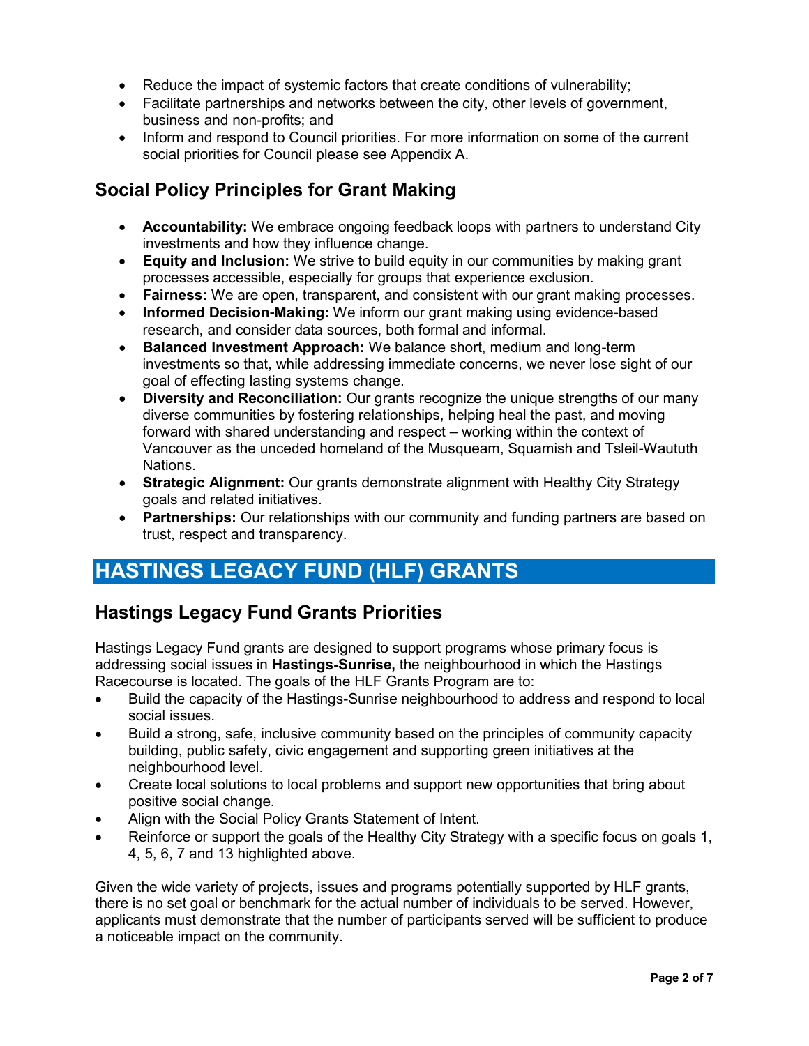- Reduce the impact of systemic factors that create conditions of vulnerability;
- Facilitate partnerships and networks between the city, other levels of government, business and non-profits; and
- Inform and respond to Council priorities. For more information on some of the current social priorities for Council please see Appendix A.

## Social Policy Principles for Grant Making

- **Accountability:** We embrace ongoing feedback loops with partners to understand City investments and how they influence change.
- **Equity and Inclusion:** We strive to build equity in our communities by making grant processes accessible, especially for groups that experience exclusion.
- **Fairness:** We are open, transparent, and consistent with our grant making processes.
- **Informed Decision-Making:** We inform our grant making using evidence-based research, and consider data sources, both formal and informal.
- **Balanced Investment Approach:** We balance short, medium and long-term investments so that, while addressing immediate concerns, we never lose sight of our goal of effecting lasting systems change.
- **Diversity and Reconciliation:** Our grants recognize the unique strengths of our many diverse communities by fostering relationships, helping heal the past, and moving forward with shared understanding and respect – working within the context of Vancouver as the unceded homeland of the Musqueam, Squamish and Tsleil-Waututh Nations.
- **Strategic Alignment:** Our grants demonstrate alignment with Healthy City Strategy goals and related initiatives.
- **Partnerships:** Our relationships with our community and funding partners are based on trust, respect and transparency.

# HASTINGS LEGACY FUND (HLF) GRANTS

## Hastings Legacy Fund Grants Priorities

Hastings Legacy Fund grants are designed to support programs whose primary focus is addressing social issues in **Hastings-Sunrise,** the neighbourhood in which the Hastings Racecourse is located. The goals of the HLF Grants Program are to:

- Build the capacity of the Hastings-Sunrise neighbourhood to address and respond to local social issues.
- Build a strong, safe, inclusive community based on the principles of community capacity building, public safety, civic engagement and supporting green initiatives at the neighbourhood level.
- Create local solutions to local problems and support new opportunities that bring about positive social change.
- Align with the Social Policy Grants Statement of Intent.
- Reinforce or support the goals of the Healthy City Strategy with a specific focus on goals 1, 4, 5, 6, 7 and 13 highlighted above.

Given the wide variety of projects, issues and programs potentially supported by HLF grants, there is no set goal or benchmark for the actual number of individuals to be served. However, applicants must demonstrate that the number of participants served will be sufficient to produce a noticeable impact on the community.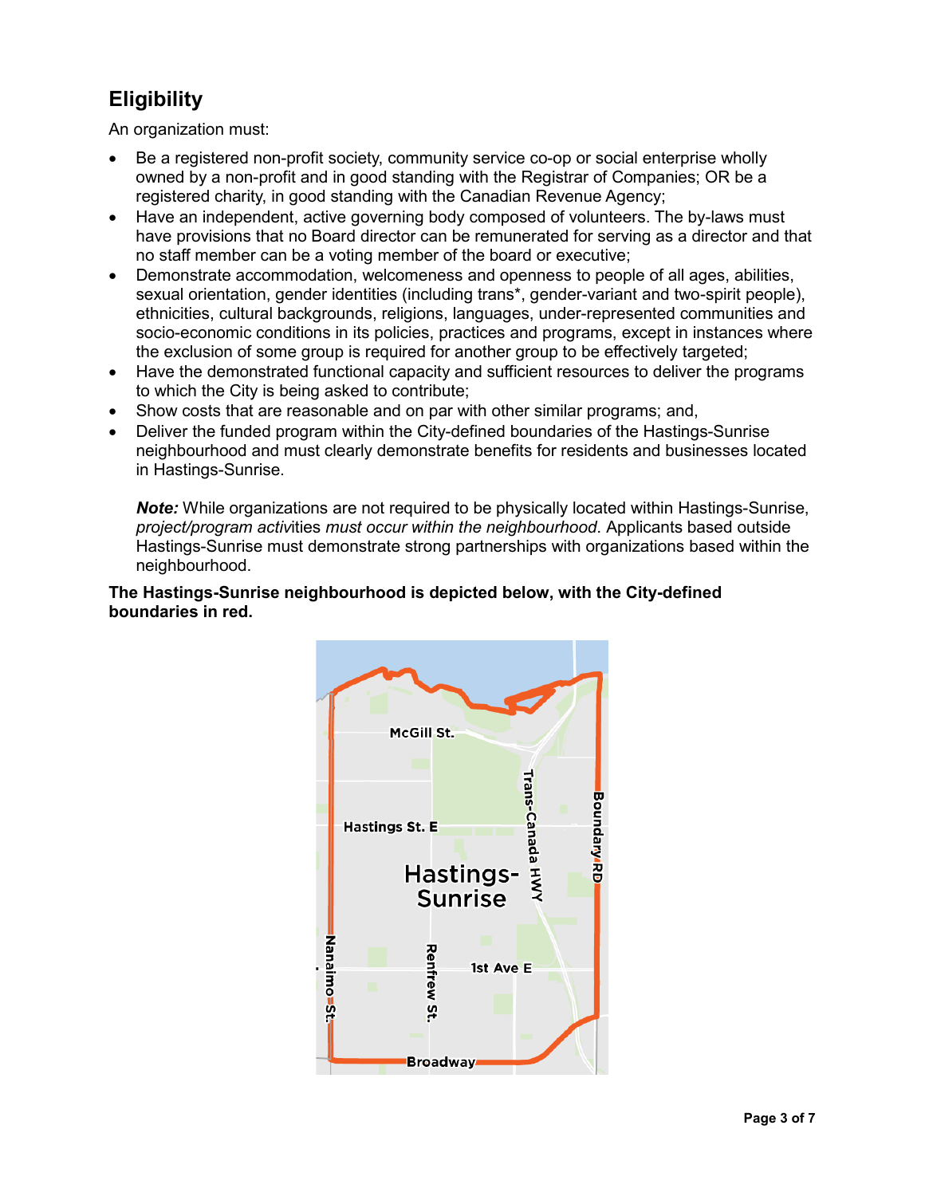## Eligibility

An organization must:

- Be a registered non-profit society, community service co-op or social enterprise wholly owned by a non-profit and in good standing with the Registrar of Companies; OR be a registered charity, in good standing with the Canadian Revenue Agency;
- Have an independent, active governing body composed of volunteers. The by-laws must have provisions that no Board director can be remunerated for serving as a director and that no staff member can be a voting member of the board or executive;
- Demonstrate accommodation, welcomeness and openness to people of all ages, abilities, sexual orientation, gender identities (including trans*, gender-variant and two-spirit people), ethnicities, cultural backgrounds, religions, languages, under-represented communities and socio-economic conditions in its policies, practices and programs, except in instances where the exclusion of some group is required for another group to be effectively targeted;
- Have the demonstrated functional capacity and sufficient resources to deliver the programs to which the City is being asked to contribute;
- Show costs that are reasonable and on par with other similar programs; and,
- Deliver the funded program within the City-defined boundaries of the Hastings-Sunrise neighbourhood and must clearly demonstrate benefits for residents and businesses located in Hastings-Sunrise.

  ***Note:*** While organizations are not required to be physically located within Hastings-Sunrise, *project/program activ*ities *must occur within the neighbourhood*. Applicants based outside Hastings-Sunrise must demonstrate strong partnerships with organizations based within the neighbourhood.

**The Hastings-Sunrise neighbourhood is depicted below, with the City-defined boundaries in red.**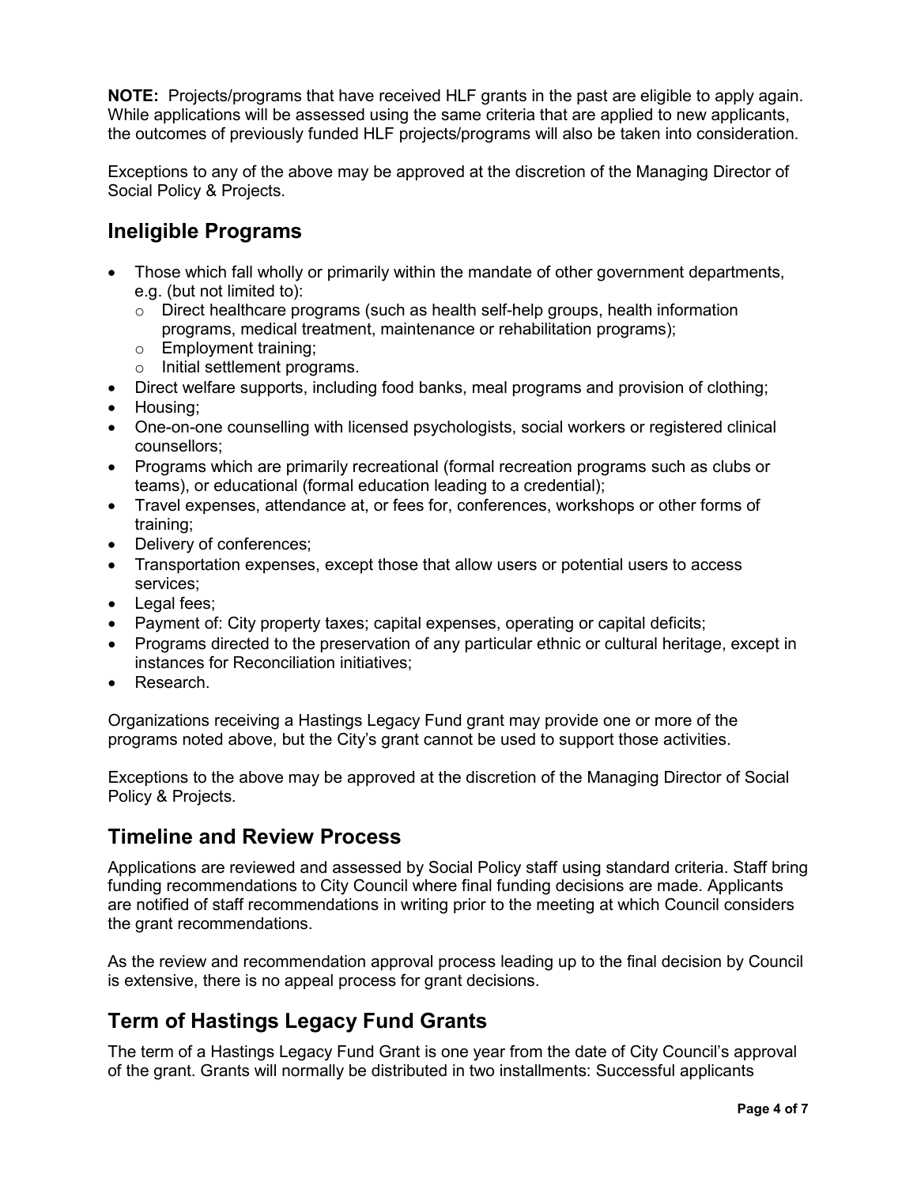**NOTE:** Projects/programs that have received HLF grants in the past are eligible to apply again. While applications will be assessed using the same criteria that are applied to new applicants, the outcomes of previously funded HLF projects/programs will also be taken into consideration.

Exceptions to any of the above may be approved at the discretion of the Managing Director of Social Policy & Projects.

## Ineligible Programs

- Those which fall wholly or primarily within the mandate of other government departments, e.g. (but not limited to):
  - Direct healthcare programs (such as health self-help groups, health information programs, medical treatment, maintenance or rehabilitation programs);
  - Employment training;
  - Initial settlement programs.
- Direct welfare supports, including food banks, meal programs and provision of clothing;
- Housing;
- One-on-one counselling with licensed psychologists, social workers or registered clinical counsellors;
- Programs which are primarily recreational (formal recreation programs such as clubs or teams), or educational (formal education leading to a credential);
- Travel expenses, attendance at, or fees for, conferences, workshops or other forms of training;
- Delivery of conferences;
- Transportation expenses, except those that allow users or potential users to access services;
- Legal fees;
- Payment of: City property taxes; capital expenses, operating or capital deficits;
- Programs directed to the preservation of any particular ethnic or cultural heritage, except in instances for Reconciliation initiatives;
- Research.

Organizations receiving a Hastings Legacy Fund grant may provide one or more of the programs noted above, but the City's grant cannot be used to support those activities.

Exceptions to the above may be approved at the discretion of the Managing Director of Social Policy & Projects.

## Timeline and Review Process

Applications are reviewed and assessed by Social Policy staff using standard criteria. Staff bring funding recommendations to City Council where final funding decisions are made. Applicants are notified of staff recommendations in writing prior to the meeting at which Council considers the grant recommendations.

As the review and recommendation approval process leading up to the final decision by Council is extensive, there is no appeal process for grant decisions.

## Term of Hastings Legacy Fund Grants

The term of a Hastings Legacy Fund Grant is one year from the date of City Council's approval of the grant. Grants will normally be distributed in two installments: Successful applicants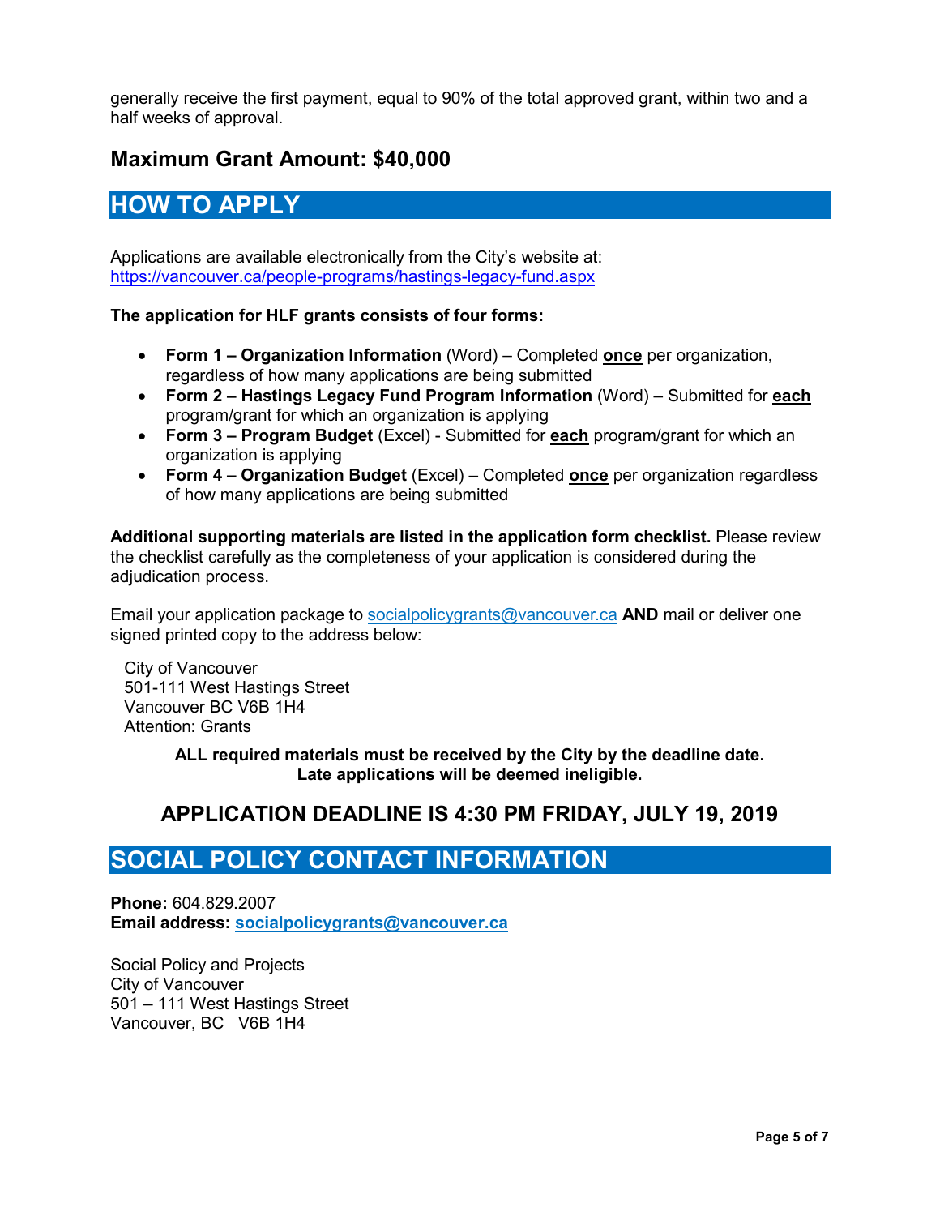generally receive the first payment, equal to 90% of the total approved grant, within two and a half weeks of approval.

## Maximum Grant Amount: $40,000

## HOW TO APPLY

Applications are available electronically from the City's website at:
https://vancouver.ca/people-programs/hastings-legacy-fund.aspx

**The application for HLF grants consists of four forms:**

- **Form 1 – Organization Information** (Word) – Completed **once** per organization, regardless of how many applications are being submitted
- **Form 2 – Hastings Legacy Fund Program Information** (Word) – Submitted for **each** program/grant for which an organization is applying
- **Form 3 – Program Budget** (Excel) - Submitted for **each** program/grant for which an organization is applying
- **Form 4 – Organization Budget** (Excel) – Completed **once** per organization regardless of how many applications are being submitted

**Additional supporting materials are listed in the application form checklist.** Please review the checklist carefully as the completeness of your application is considered during the adjudication process.

Email your application package to socialpolicygrants@vancouver.ca **AND** mail or deliver one signed printed copy to the address below:

City of Vancouver
501-111 West Hastings Street
Vancouver BC V6B 1H4
Attention: Grants

**ALL required materials must be received by the City by the deadline date. Late applications will be deemed ineligible.**

### APPLICATION DEADLINE IS 4:30 PM FRIDAY, JULY 19, 2019

## SOCIAL POLICY CONTACT INFORMATION

**Phone:** 604.829.2007
**Email address: socialpolicygrants@vancouver.ca**

Social Policy and Projects
City of Vancouver
501 – 111 West Hastings Street
Vancouver, BC V6B 1H4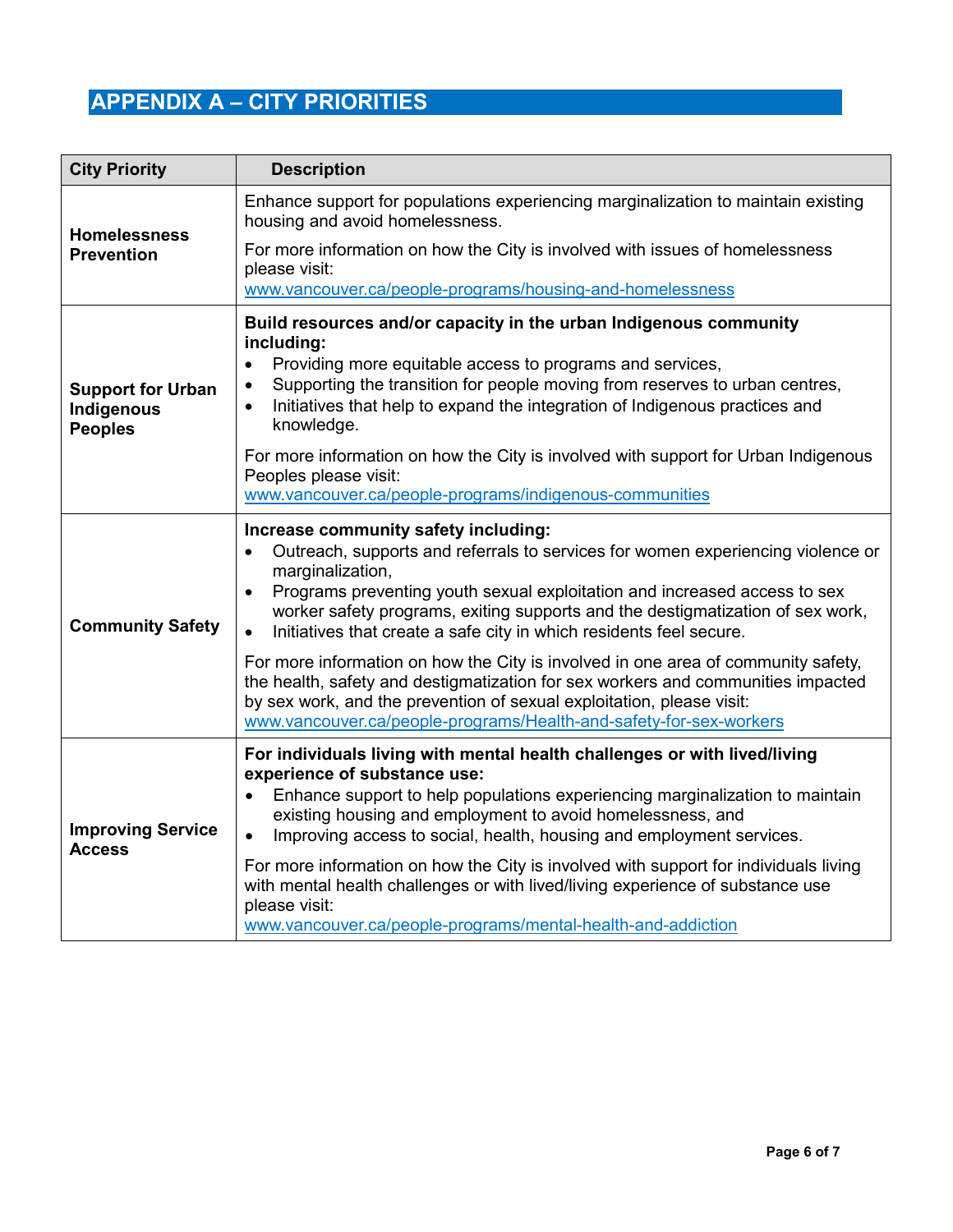# APPENDIX A – CITY PRIORITIES

| City Priority | Description |
|---|---|
| **Homelessness Prevention** | Enhance support for populations experiencing marginalization to maintain existing housing and avoid homelessness.<br><br>For more information on how the City is involved with issues of homelessness please visit: www.vancouver.ca/people-programs/housing-and-homelessness |
| **Support for Urban Indigenous Peoples** | **Build resources and/or capacity in the urban Indigenous community including:**<br>• Providing more equitable access to programs and services,<br>• Supporting the transition for people moving from reserves to urban centres,<br>• Initiatives that help to expand the integration of Indigenous practices and knowledge.<br><br>For more information on how the City is involved with support for Urban Indigenous Peoples please visit: www.vancouver.ca/people-programs/indigenous-communities |
| **Community Safety** | **Increase community safety including:**<br>• Outreach, supports and referrals to services for women experiencing violence or marginalization,<br>• Programs preventing youth sexual exploitation and increased access to sex worker safety programs, exiting supports and the destigmatization of sex work,<br>• Initiatives that create a safe city in which residents feel secure.<br><br>For more information on how the City is involved in one area of community safety, the health, safety and destigmatization for sex workers and communities impacted by sex work, and the prevention of sexual exploitation, please visit: www.vancouver.ca/people-programs/Health-and-safety-for-sex-workers |
| **Improving Service Access** | **For individuals living with mental health challenges or with lived/living experience of substance use:**<br>• Enhance support to help populations experiencing marginalization to maintain existing housing and employment to avoid homelessness, and<br>• Improving access to social, health, housing and employment services.<br><br>For more information on how the City is involved with support for individuals living with mental health challenges or with lived/living experience of substance use please visit: www.vancouver.ca/people-programs/mental-health-and-addiction |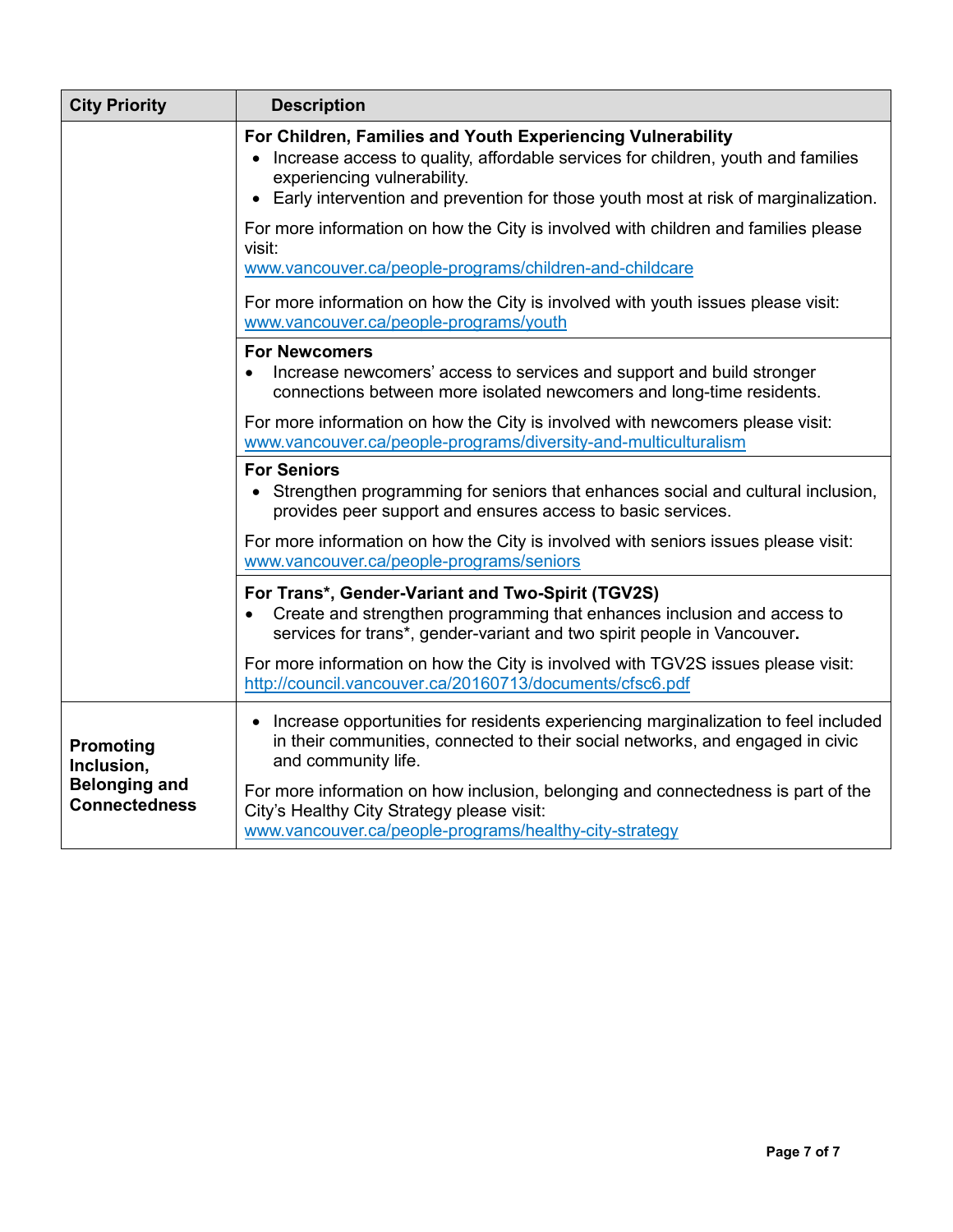| City Priority | Description |
|---|---|
| | **For Children, Families and Youth Experiencing Vulnerability**<br>• Increase access to quality, affordable services for children, youth and families experiencing vulnerability.<br>• Early intervention and prevention for those youth most at risk of marginalization.<br><br>For more information on how the City is involved with children and families please visit:<br>www.vancouver.ca/people-programs/children-and-childcare<br><br>For more information on how the City is involved with youth issues please visit:<br>www.vancouver.ca/people-programs/youth |
| | **For Newcomers**<br>• Increase newcomers' access to services and support and build stronger connections between more isolated newcomers and long-time residents.<br><br>For more information on how the City is involved with newcomers please visit:<br>www.vancouver.ca/people-programs/diversity-and-multiculturalism |
| | **For Seniors**<br>• Strengthen programming for seniors that enhances social and cultural inclusion, provides peer support and ensures access to basic services.<br><br>For more information on how the City is involved with seniors issues please visit:<br>www.vancouver.ca/people-programs/seniors |
| | **For Trans*, Gender-Variant and Two-Spirit (TGV2S)**<br>• Create and strengthen programming that enhances inclusion and access to services for trans*, gender-variant and two spirit people in Vancouver.<br><br>For more information on how the City is involved with TGV2S issues please visit:<br>http://council.vancouver.ca/20160713/documents/cfsc6.pdf |
| **Promoting Inclusion, Belonging and Connectedness** | • Increase opportunities for residents experiencing marginalization to feel included in their communities, connected to their social networks, and engaged in civic and community life.<br><br>For more information on how inclusion, belonging and connectedness is part of the City's Healthy City Strategy please visit:<br>www.vancouver.ca/people-programs/healthy-city-strategy |